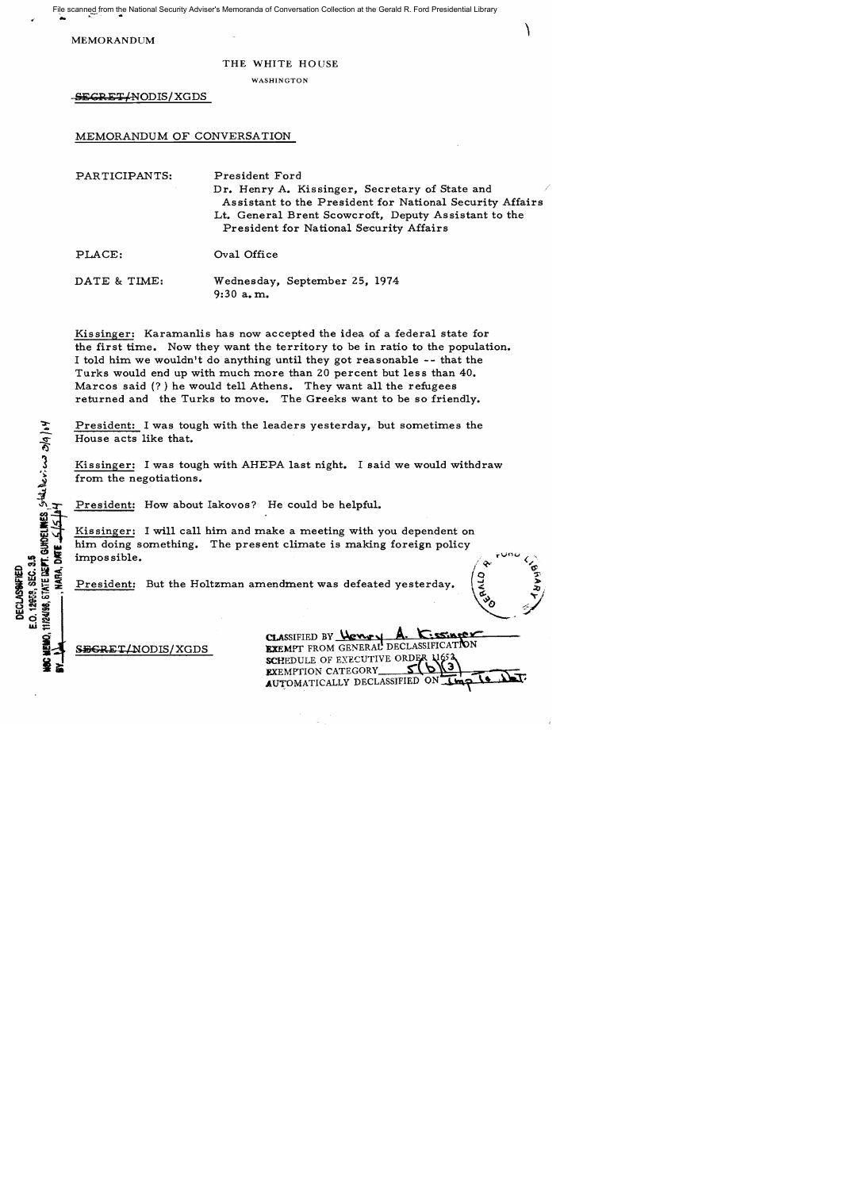MEMORANDUM

THE WHITE HOUSE

WASHINGTON

~~SECRET~~/NODIS/XGDS

MEMORANDUM OF CONVERSATION

PARTICIPANTS: President Ford
Dr. Henry A. Kissinger, Secretary of State and Assistant to the President for National Security Affairs
Lt. General Brent Scowcroft, Deputy Assistant to the President for National Security Affairs

PLACE: Oval Office

DATE & TIME: Wednesday, September 25, 1974
9:30 a.m.

Kissinger: Karamanlis has now accepted the idea of a federal state for the first time. Now they want the territory to be in ratio to the population. I told him we wouldn't do anything until they got reasonable -- that the Turks would end up with much more than 20 percent but less than 40. Marcos said (?) he would tell Athens. They want all the refugees returned and the Turks to move. The Greeks want to be so friendly.

President: I was tough with the leaders yesterday, but sometimes the House acts like that.

Kissinger: I was tough with AHEPA last night. I said we would withdraw from the negotiations.

President: How about Iakovos? He could be helpful.

Kissinger: I will call him and make a meeting with you dependent on him doing something. The present climate is making foreign policy impossible.

President: But the Holtzman amendment was defeated yesterday.

~~SECRET~~/NODIS/XGDS

CLASSIFIED BY Henry A. Kissinger
EXEMPT FROM GENERAL DECLASSIFICATION
SCHEDULE OF EXECUTIVE ORDER 11652
EXEMPTION CATEGORY 5(b)(3)
AUTOMATICALLY DECLASSIFIED ON Imp to det.

DECLASSIFIED
E.O. 12958, SEC. 3.5
NSC MEMO, 11/24/98, STATE DEPT. GUIDELINES State Review 3/9/04
BY ___, NARA, DATE 5/5/04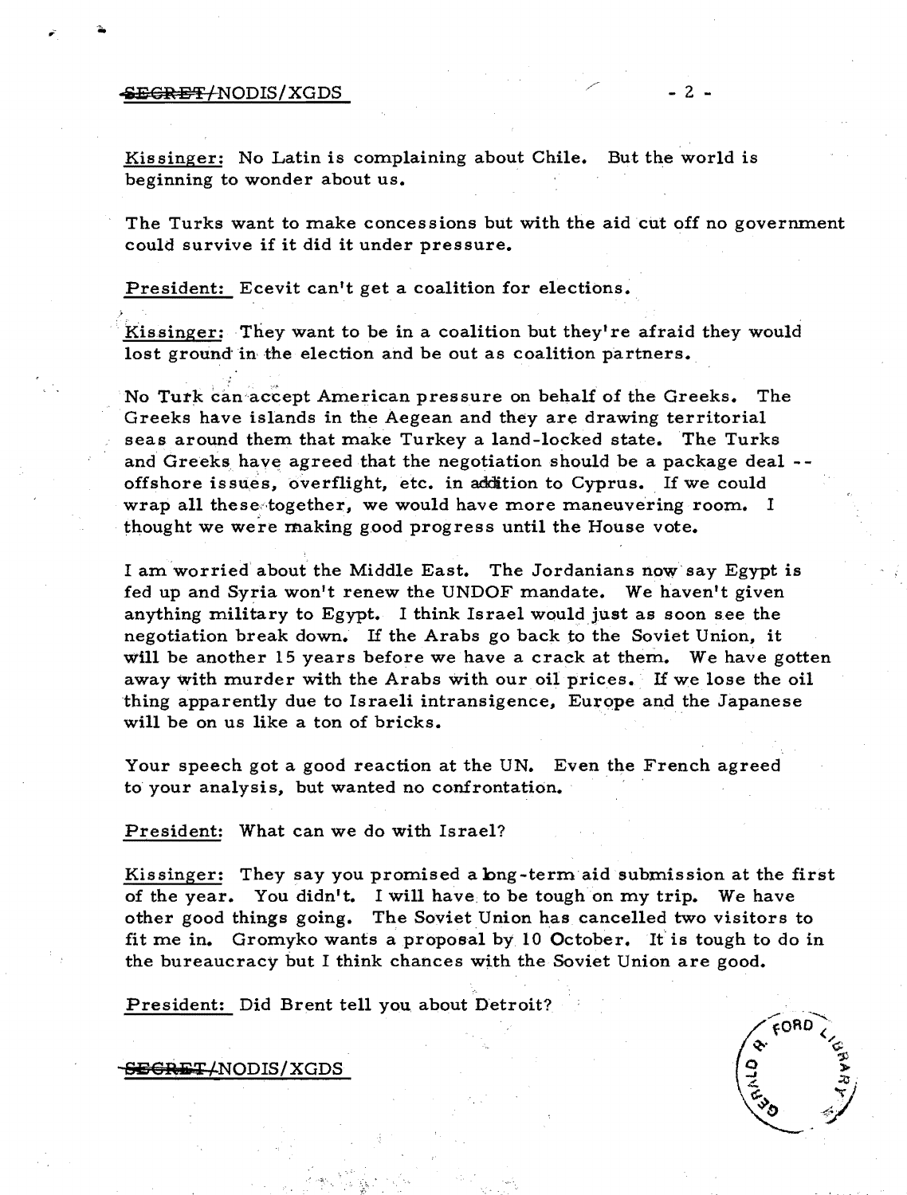Kissinger: No Latin is complaining about Chile. But the world is beginning to wonder about us.

The Turks want to make concessions but with the aid cut off no government could survive if it did it under pressure.

President: Ecevit can't get a coalition for elections.

Kissinger: They want to be in a coalition but they're afraid they would lost ground in the election and be out as coalition partners.

No Turk can accept American pressure on behalf of the Greeks. The Greeks have islands in the Aegean and they are drawing territorial seas around them that make Turkey a land-locked state. The Turks and Greeks have agreed that the negotiation should be a package deal -- offshore issues, overflight, etc. in addition to Cyprus. If we could wrap all these together, we would have more maneuvering room. I thought we were making good progress until the House vote.

I am worried about the Middle East. The Jordanians now say Egypt is fed up and Syria won't renew the UNDOF mandate. We haven't given anything military to Egypt. I think Israel would just as soon see the negotiation break down. If the Arabs go back to the Soviet Union, it will be another 15 years before we have a crack at them. We have gotten away with murder with the Arabs with our oil prices. If we lose the oil thing apparently due to Israeli intransigence, Europe and the Japanese will be on us like a ton of bricks.

Your speech got a good reaction at the UN. Even the French agreed to your analysis, but wanted no confrontation.

President: What can we do with Israel?

Kissinger: They say you promised a long-term aid submission at the first of the year. You didn't. I will have to be tough on my trip. We have other good things going. The Soviet Union has cancelled two visitors to fit me in. Gromyko wants a proposal by 10 October. It is tough to do in the bureaucracy but I think chances with the Soviet Union are good.

President: Did Brent tell you about Detroit?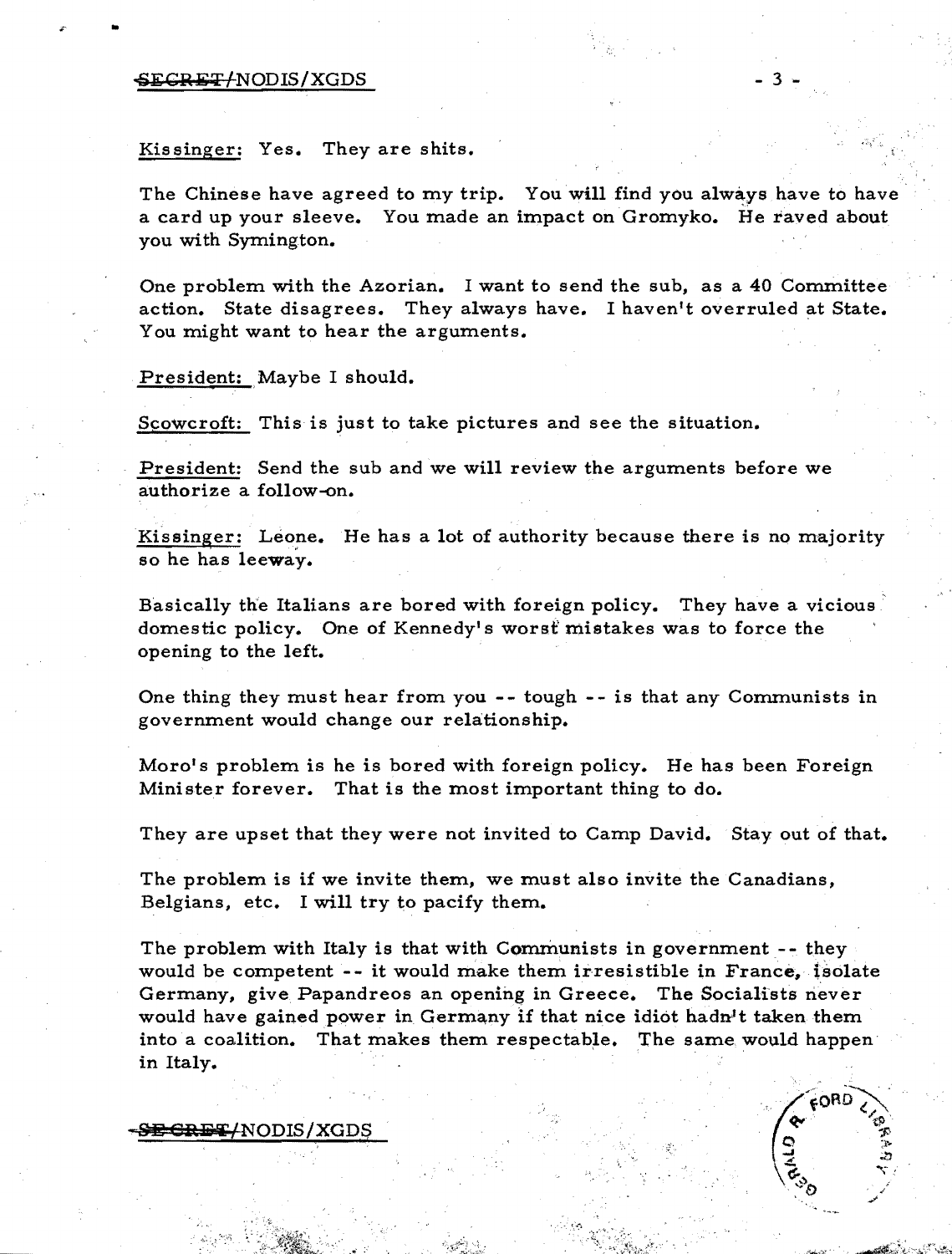Kissinger: Yes. They are shits.

The Chinese have agreed to my trip. You will find you always have to have a card up your sleeve. You made an impact on Gromyko. He raved about you with Symington.

One problem with the Azorian. I want to send the sub, as a 40 Committee action. State disagrees. They always have. I haven't overruled at State. You might want to hear the arguments.

President: Maybe I should.

Scowcroft: This is just to take pictures and see the situation.

President: Send the sub and we will review the arguments before we authorize a follow-on.

Kissinger: Leone. He has a lot of authority because there is no majority so he has leeway.

Basically the Italians are bored with foreign policy. They have a vicious domestic policy. One of Kennedy's worst mistakes was to force the opening to the left.

One thing they must hear from you -- tough -- is that any Communists in government would change our relationship.

Moro's problem is he is bored with foreign policy. He has been Foreign Minister forever. That is the most important thing to do.

They are upset that they were not invited to Camp David. Stay out of that.

The problem is if we invite them, we must also invite the Canadians, Belgians, etc. I will try to pacify them.

The problem with Italy is that with Communists in government -- they would be competent -- it would make them irresistible in France, isolate Germany, give Papandreos an opening in Greece. The Socialists never would have gained power in Germany if that nice idiot hadn't taken them into a coalition. That makes them respectable. The same would happen in Italy.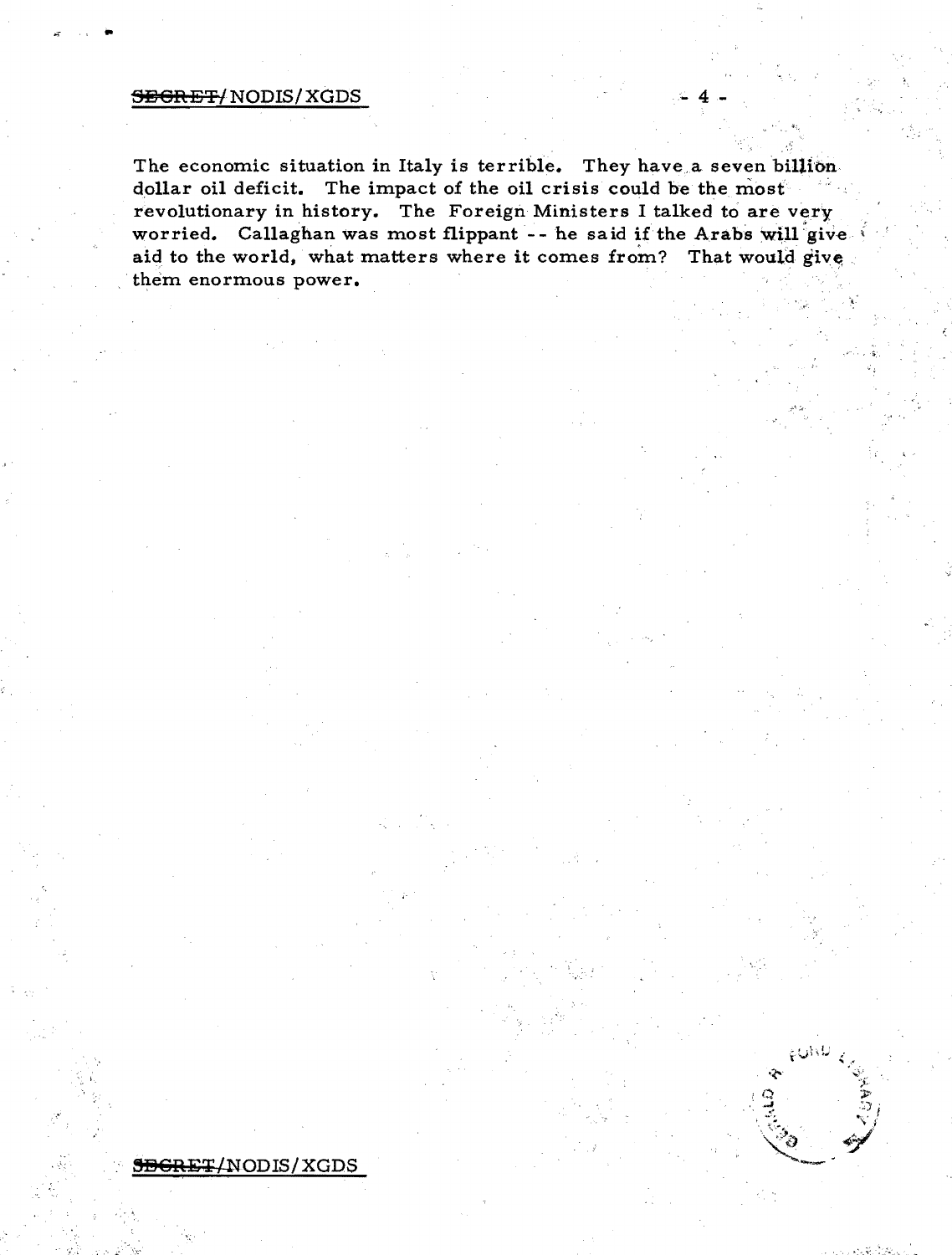The economic situation in Italy is terrible. They have a seven billion dollar oil deficit. The impact of the oil crisis could be the most revolutionary in history. The Foreign Ministers I talked to are very worried. Callaghan was most flippant -- he said if the Arabs will give aid to the world, what matters where it comes from? That would give them enormous power.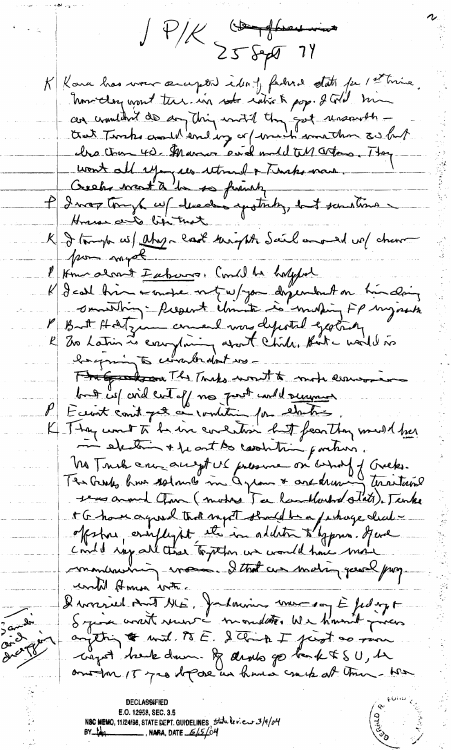P/K ~~[illegible]~~ 25 Sept 74

K Kara has never accepted idea of federal state for 1st time. Immediately want ter. in rel ratio to pop. I told him we couldn't do anything until they got unworth — that Turks could end up w/ much more than 20 but less than 40. Mavros said he would tell Athens. They want all refugees returned & Turks-no.
Greeks want to be so friendly

P I was tough w/ leaders yesterday, but sometimes House acts like that.

K I tough w/ them last night. Sail around w/ chance for impt.

P How about Iakovos. Could be helpful

K I could him — make not w/ you dependent on him doing something. Present climate is making FP impossible

P But Holtzman amend was defeated yesterday

K In Latin is everything about Chile. But world is beginning to wonder about us —
~~The Greeks~~ The Turks want to make concessions but w/ aid cut off no govt could survive

P Ecevit can't get a coalition for elections.

K They want to be in coalition but fear they would lose in election & be art to coalition partner.
No Turk can accept US pressure on behalf of Greeks. The Greeks have rebounds in Cyprus & are drawing territorial lines around them (makes Tu landlocked state). Turks & G have agreed that impt should be a package deal — offshore, overflight etc in addition to Cyprus. If we could wrap all these together we would have more maneuvering room. I that we making good prog. until House vote.
I worried about ME. Jordanians now say E fed up & Syria won't renew mandate. We haven't given anything ~~to~~ to Isr. to E. I think I just so now impt back down. If Arabs go back to SU, be another 15 yrs before we have a crack at them — two

Saudi and dragging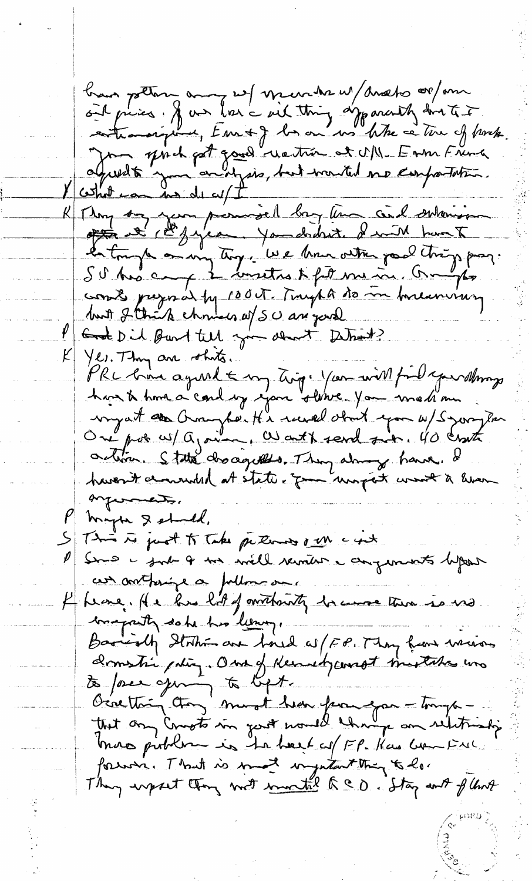have gotten away w/ murder w/ Arabs or/on oil prices. If we lose the oil thing apparently due to I entrancing, Em + J be on us like a ton of brick. Your speech got good reaction at UN. Even French agreed to your analysis, but wanted no confrontation.

Y What can we do w/ I

K They say you promised Iraq Tun and Sulaimaniya at 1st of year. You didn't. I will have to be tough on my trip. We have other good things going. SU has camp to insulate to get me in. Gromyko was prepared by 100%. Tough to do in bureaucracy but I think chances w/ SU are good.

P Did Burt tell you about Detroit?

K Yes. They are idiots.

PRC have agreed to my trip. You will find your things have to have a card up your sleeve. You made an impact on Gromyko. He raved about you w/ Sgorgon. One prob. w/ Agnew. Won't send suit. 40 Senate action. State disagrees. They always have. I haven't answered at state. Your impact won't be lawn arguments.

P Maybe I should.

S This is just to take pictures & all the sit

P Send a sub & we will review the arguments before we authorize a follow on.

K Leone. He has lot of authority because there is no majority so he has leeway.

Basically Italian are bored w/ FP. They focus mainly on domestic policy. One of Kennedy's worst mistakes was to force opening to left.

Everything they must hear from you — tough — that any Commie in govt would change our relationship. Moro problem is he bored w/ FP. Has been FM forever. That is most important thing to do.

They expect they not mention R & D. Stay out of that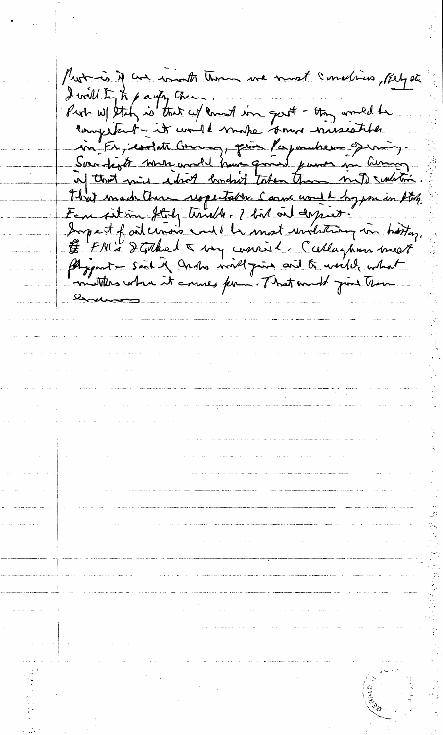Prob is if we invite them we must Canadians, Belg etc. I will try to pacify them.

Prob w/ Italy is that w/ Comm in govt – they would be competent – it would make some mischief in Fr, isolate Germany, give Papandreou opening. Social Dem. would have gained power in Germany if that were which hadn't taken them into coalition. That made them respectable. Same would happen in Italy. Eur. sit in Italy terrible. 7 bil out deficit.

Impact of oil crisis could be most unsettling in history. FM's I talked to very concerned. Callaghan most flippant – said if Arabs will give aid to world, what matters where it comes from. That would give them leverage